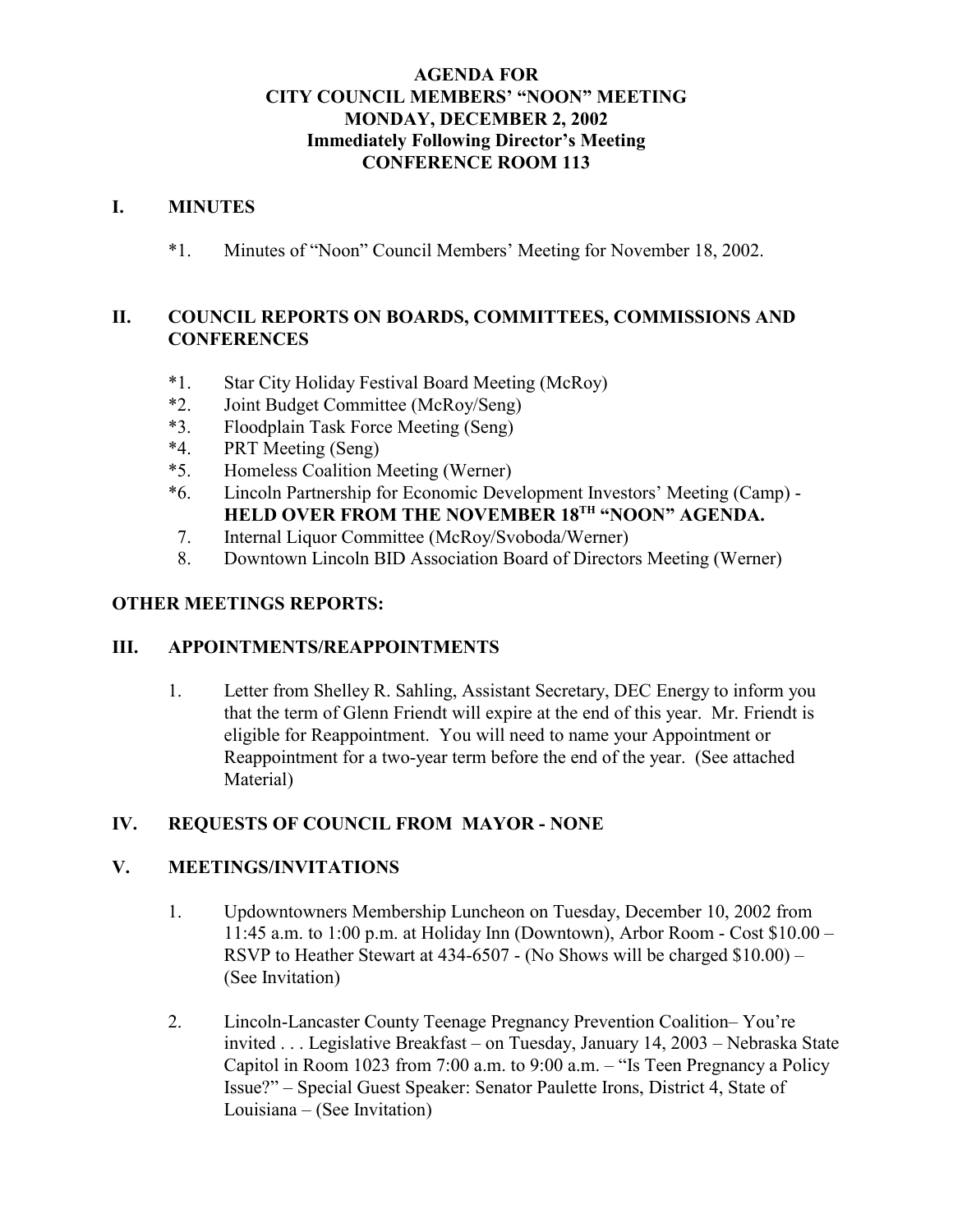# AGENDA FOR
# CITY COUNCIL MEMBERS' "NOON" MEETING
# MONDAY, DECEMBER 2, 2002
## Immediately Following Director's Meeting
## CONFERENCE ROOM 113

## I. MINUTES

*1. Minutes of "Noon" Council Members' Meeting for November 18, 2002.

## II. COUNCIL REPORTS ON BOARDS, COMMITTEES, COMMISSIONS AND CONFERENCES

*1. Star City Holiday Festival Board Meeting (McRoy)
*2. Joint Budget Committee (McRoy/Seng)
*3. Floodplain Task Force Meeting (Seng)
*4. PRT Meeting (Seng)
*5. Homeless Coalition Meeting (Werner)
*6. Lincoln Partnership for Economic Development Investors' Meeting (Camp) - **HELD OVER FROM THE NOVEMBER 18TH "NOON" AGENDA.**
7. Internal Liquor Committee (McRoy/Svoboda/Werner)
8. Downtown Lincoln BID Association Board of Directors Meeting (Werner)

## OTHER MEETINGS REPORTS:

## III. APPOINTMENTS/REAPPOINTMENTS

1. Letter from Shelley R. Sahling, Assistant Secretary, DEC Energy to inform you that the term of Glenn Friendt will expire at the end of this year. Mr. Friendt is eligible for Reappointment. You will need to name your Appointment or Reappointment for a two-year term before the end of the year. (See attached Material)

## IV. REQUESTS OF COUNCIL FROM MAYOR - NONE

## V. MEETINGS/INVITATIONS

1. Updowntowners Membership Luncheon on Tuesday, December 10, 2002 from 11:45 a.m. to 1:00 p.m. at Holiday Inn (Downtown), Arbor Room - Cost $10.00 – RSVP to Heather Stewart at 434-6507 - (No Shows will be charged $10.00) – (See Invitation)

2. Lincoln-Lancaster County Teenage Pregnancy Prevention Coalition– You're invited . . . Legislative Breakfast – on Tuesday, January 14, 2003 – Nebraska State Capitol in Room 1023 from 7:00 a.m. to 9:00 a.m. – "Is Teen Pregnancy a Policy Issue?" – Special Guest Speaker: Senator Paulette Irons, District 4, State of Louisiana – (See Invitation)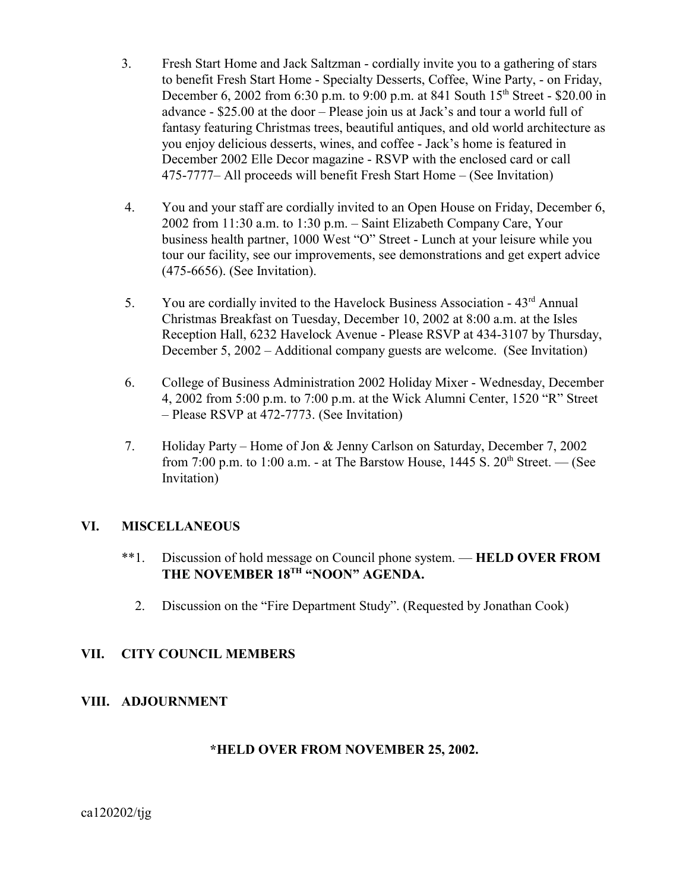3. Fresh Start Home and Jack Saltzman - cordially invite you to a gathering of stars to benefit Fresh Start Home - Specialty Desserts, Coffee, Wine Party, - on Friday, December 6, 2002 from 6:30 p.m. to 9:00 p.m. at 841 South 15th Street - $20.00 in advance - $25.00 at the door – Please join us at Jack's and tour a world full of fantasy featuring Christmas trees, beautiful antiques, and old world architecture as you enjoy delicious desserts, wines, and coffee - Jack's home is featured in December 2002 Elle Decor magazine - RSVP with the enclosed card or call 475-7777– All proceeds will benefit Fresh Start Home – (See Invitation)

4. You and your staff are cordially invited to an Open House on Friday, December 6, 2002 from 11:30 a.m. to 1:30 p.m. – Saint Elizabeth Company Care, Your business health partner, 1000 West "O" Street - Lunch at your leisure while you tour our facility, see our improvements, see demonstrations and get expert advice (475-6656). (See Invitation).

5. You are cordially invited to the Havelock Business Association - 43rd Annual Christmas Breakfast on Tuesday, December 10, 2002 at 8:00 a.m. at the Isles Reception Hall, 6232 Havelock Avenue - Please RSVP at 434-3107 by Thursday, December 5, 2002 – Additional company guests are welcome. (See Invitation)

6. College of Business Administration 2002 Holiday Mixer - Wednesday, December 4, 2002 from 5:00 p.m. to 7:00 p.m. at the Wick Alumni Center, 1520 "R" Street – Please RSVP at 472-7773. (See Invitation)

7. Holiday Party – Home of Jon & Jenny Carlson on Saturday, December 7, 2002 from 7:00 p.m. to 1:00 a.m. - at The Barstow House, 1445 S. 20th Street. — (See Invitation)

## VI. MISCELLANEOUS

**1. Discussion of hold message on Council phone system. — **HELD OVER FROM THE NOVEMBER 18TH "NOON" AGENDA.**

2. Discussion on the "Fire Department Study". (Requested by Jonathan Cook)

## VII. CITY COUNCIL MEMBERS

## VIII. ADJOURNMENT

**\*HELD OVER FROM NOVEMBER 25, 2002.**

ca120202/tjg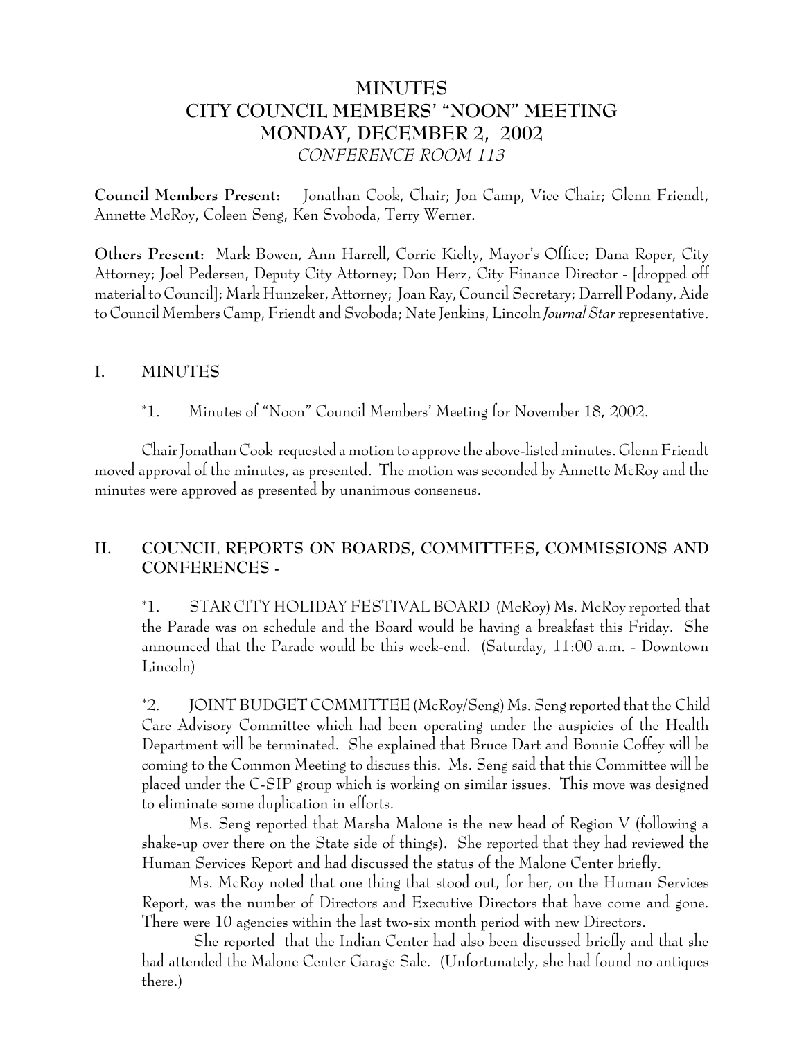# MINUTES
# CITY COUNCIL MEMBERS' "NOON" MEETING
# MONDAY, DECEMBER 2, 2002
*CONFERENCE ROOM 113*

**Council Members Present:** Jonathan Cook, Chair; Jon Camp, Vice Chair; Glenn Friendt, Annette McRoy, Coleen Seng, Ken Svoboda, Terry Werner.

**Others Present:** Mark Bowen, Ann Harrell, Corrie Kielty, Mayor's Office; Dana Roper, City Attorney; Joel Pedersen, Deputy City Attorney; Don Herz, City Finance Director - [dropped off material to Council]; Mark Hunzeker, Attorney; Joan Ray, Council Secretary; Darrell Podany, Aide to Council Members Camp, Friendt and Svoboda; Nate Jenkins, Lincoln *Journal Star* representative.

## I. MINUTES

*1. Minutes of "Noon" Council Members' Meeting for November 18, 2002.

Chair Jonathan Cook requested a motion to approve the above-listed minutes. Glenn Friendt moved approval of the minutes, as presented. The motion was seconded by Annette McRoy and the minutes were approved as presented by unanimous consensus.

## II. COUNCIL REPORTS ON BOARDS, COMMITTEES, COMMISSIONS AND CONFERENCES -

*1. STAR CITY HOLIDAY FESTIVAL BOARD (McRoy) Ms. McRoy reported that the Parade was on schedule and the Board would be having a breakfast this Friday. She announced that the Parade would be this week-end. (Saturday, 11:00 a.m. - Downtown Lincoln)

*2. JOINT BUDGET COMMITTEE (McRoy/Seng) Ms. Seng reported that the Child Care Advisory Committee which had been operating under the auspicies of the Health Department will be terminated. She explained that Bruce Dart and Bonnie Coffey will be coming to the Common Meeting to discuss this. Ms. Seng said that this Committee will be placed under the C-SIP group which is working on similar issues. This move was designed to eliminate some duplication in efforts.

Ms. Seng reported that Marsha Malone is the new head of Region V (following a shake-up over there on the State side of things). She reported that they had reviewed the Human Services Report and had discussed the status of the Malone Center briefly.

Ms. McRoy noted that one thing that stood out, for her, on the Human Services Report, was the number of Directors and Executive Directors that have come and gone. There were 10 agencies within the last two-six month period with new Directors.

She reported that the Indian Center had also been discussed briefly and that she had attended the Malone Center Garage Sale. (Unfortunately, she had found no antiques there.)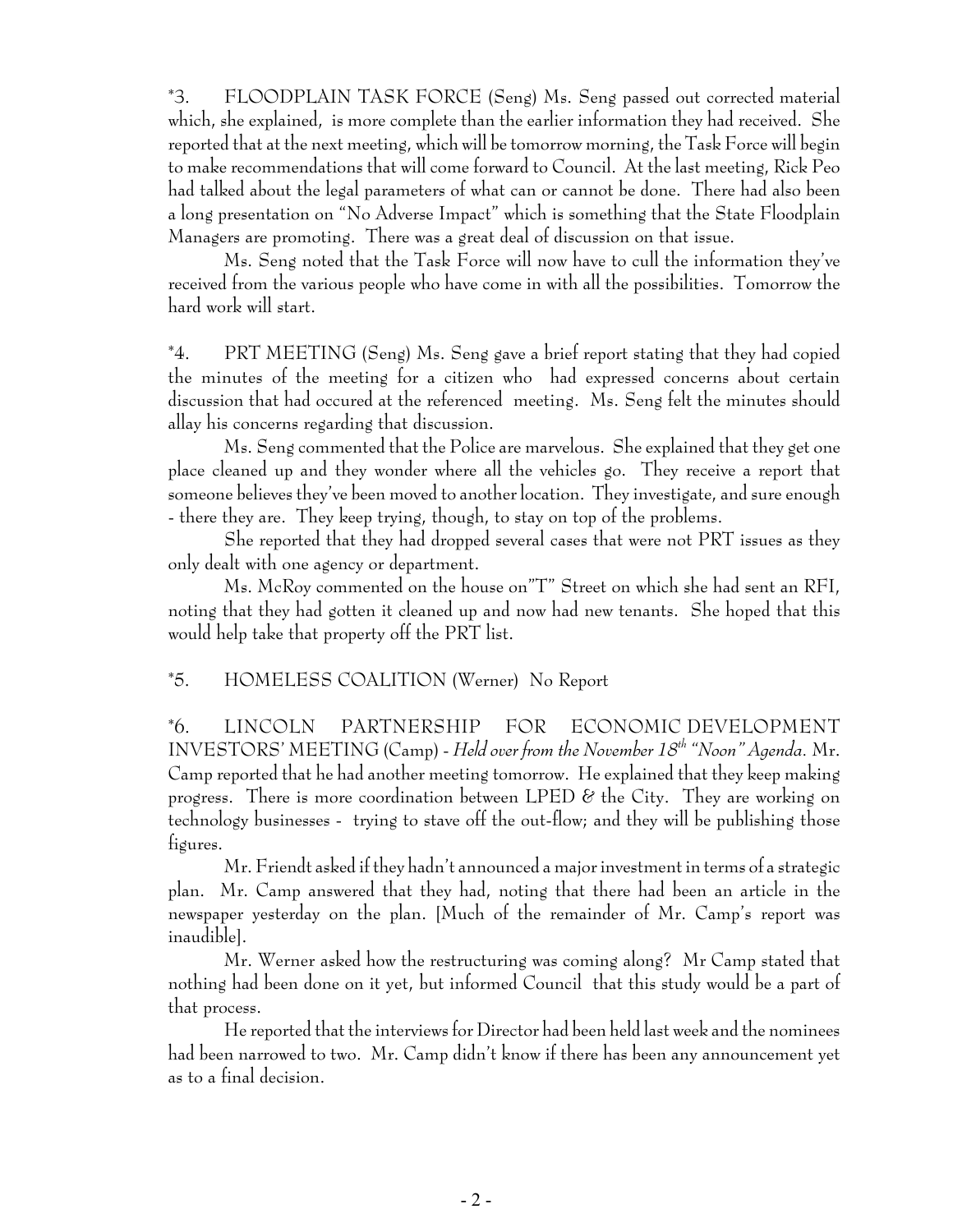*3. FLOODPLAIN TASK FORCE (Seng) Ms. Seng passed out corrected material which, she explained, is more complete than the earlier information they had received. She reported that at the next meeting, which will be tomorrow morning, the Task Force will begin to make recommendations that will come forward to Council. At the last meeting, Rick Peo had talked about the legal parameters of what can or cannot be done. There had also been a long presentation on "No Adverse Impact" which is something that the State Floodplain Managers are promoting. There was a great deal of discussion on that issue.

Ms. Seng noted that the Task Force will now have to cull the information they've received from the various people who have come in with all the possibilities. Tomorrow the hard work will start.

*4. PRT MEETING (Seng) Ms. Seng gave a brief report stating that they had copied the minutes of the meeting for a citizen who had expressed concerns about certain discussion that had occured at the referenced meeting. Ms. Seng felt the minutes should allay his concerns regarding that discussion.

Ms. Seng commented that the Police are marvelous. She explained that they get one place cleaned up and they wonder where all the vehicles go. They receive a report that someone believes they've been moved to another location. They investigate, and sure enough - there they are. They keep trying, though, to stay on top of the problems.

She reported that they had dropped several cases that were not PRT issues as they only dealt with one agency or department.

Ms. McRoy commented on the house on"T" Street on which she had sent an RFI, noting that they had gotten it cleaned up and now had new tenants. She hoped that this would help take that property off the PRT list.

*5. HOMELESS COALITION (Werner) No Report

*6. LINCOLN PARTNERSHIP FOR ECONOMIC DEVELOPMENT INVESTORS' MEETING (Camp) - *Held over from the November 18th "Noon" Agenda.* Mr. Camp reported that he had another meeting tomorrow. He explained that they keep making progress. There is more coordination between LPED & the City. They are working on technology businesses - trying to stave off the out-flow; and they will be publishing those figures.

Mr. Friendt asked if they hadn't announced a major investment in terms of a strategic plan. Mr. Camp answered that they had, noting that there had been an article in the newspaper yesterday on the plan. [Much of the remainder of Mr. Camp's report was inaudible].

Mr. Werner asked how the restructuring was coming along? Mr Camp stated that nothing had been done on it yet, but informed Council that this study would be a part of that process.

He reported that the interviews for Director had been held last week and the nominees had been narrowed to two. Mr. Camp didn't know if there has been any announcement yet as to a final decision.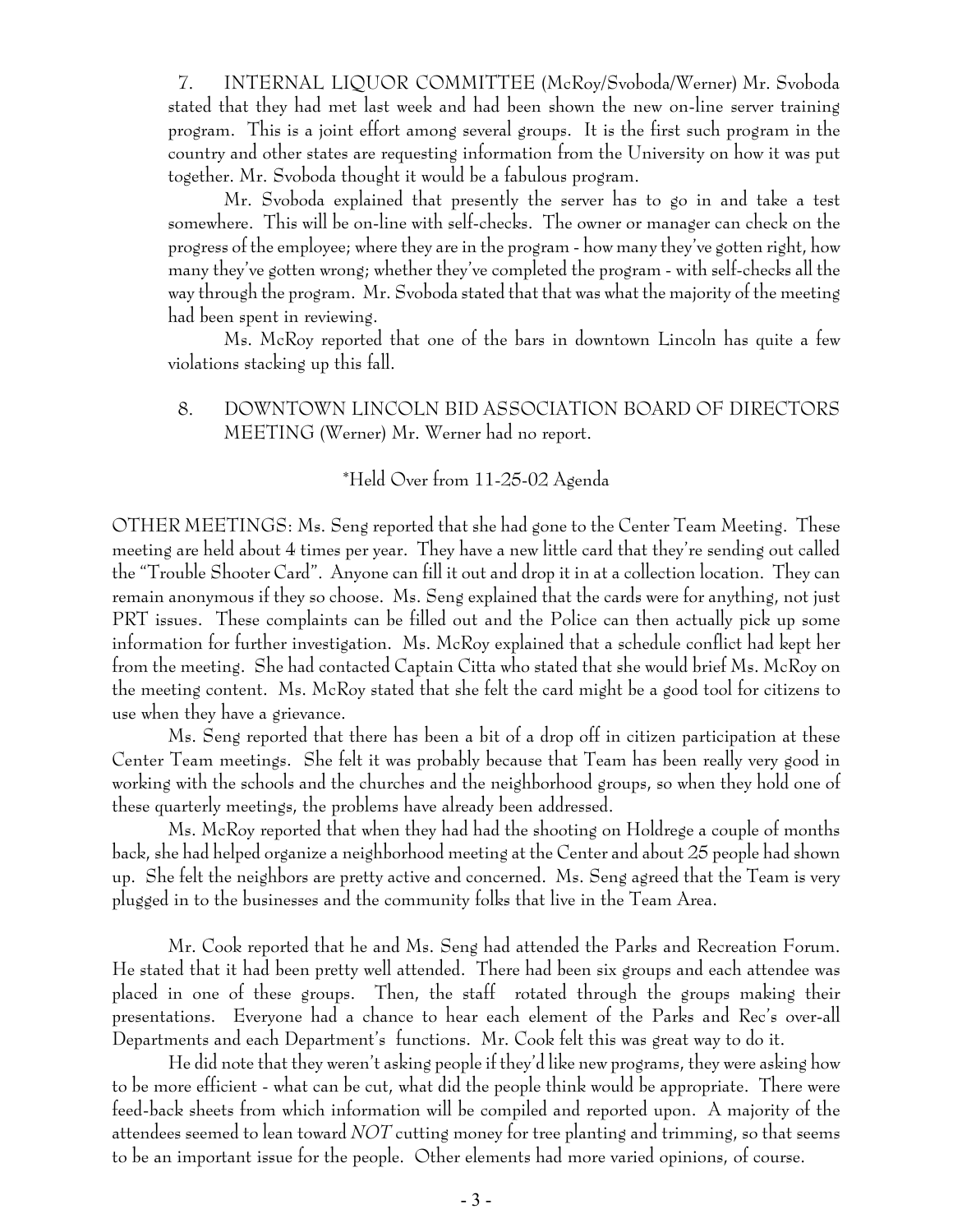7. INTERNAL LIQUOR COMMITTEE (McRoy/Svoboda/Werner) Mr. Svoboda stated that they had met last week and had been shown the new on-line server training program. This is a joint effort among several groups. It is the first such program in the country and other states are requesting information from the University on how it was put together. Mr. Svoboda thought it would be a fabulous program.

Mr. Svoboda explained that presently the server has to go in and take a test somewhere. This will be on-line with self-checks. The owner or manager can check on the progress of the employee; where they are in the program - how many they've gotten right, how many they've gotten wrong; whether they've completed the program - with self-checks all the way through the program. Mr. Svoboda stated that that was what the majority of the meeting had been spent in reviewing.

Ms. McRoy reported that one of the bars in downtown Lincoln has quite a few violations stacking up this fall.

8. DOWNTOWN LINCOLN BID ASSOCIATION BOARD OF DIRECTORS MEETING (Werner) Mr. Werner had no report.

*Held Over from 11-25-02 Agenda

OTHER MEETINGS: Ms. Seng reported that she had gone to the Center Team Meeting. These meeting are held about 4 times per year. They have a new little card that they're sending out called the "Trouble Shooter Card". Anyone can fill it out and drop it in at a collection location. They can remain anonymous if they so choose. Ms. Seng explained that the cards were for anything, not just PRT issues. These complaints can be filled out and the Police can then actually pick up some information for further investigation. Ms. McRoy explained that a schedule conflict had kept her from the meeting. She had contacted Captain Citta who stated that she would brief Ms. McRoy on the meeting content. Ms. McRoy stated that she felt the card might be a good tool for citizens to use when they have a grievance.

Ms. Seng reported that there has been a bit of a drop off in citizen participation at these Center Team meetings. She felt it was probably because that Team has been really very good in working with the schools and the churches and the neighborhood groups, so when they hold one of these quarterly meetings, the problems have already been addressed.

Ms. McRoy reported that when they had had the shooting on Holdrege a couple of months back, she had helped organize a neighborhood meeting at the Center and about 25 people had shown up. She felt the neighbors are pretty active and concerned. Ms. Seng agreed that the Team is very plugged in to the businesses and the community folks that live in the Team Area.

Mr. Cook reported that he and Ms. Seng had attended the Parks and Recreation Forum. He stated that it had been pretty well attended. There had been six groups and each attendee was placed in one of these groups. Then, the staff rotated through the groups making their presentations. Everyone had a chance to hear each element of the Parks and Rec's over-all Departments and each Department's functions. Mr. Cook felt this was great way to do it.

He did note that they weren't asking people if they'd like new programs, they were asking how to be more efficient - what can be cut, what did the people think would be appropriate. There were feed-back sheets from which information will be compiled and reported upon. A majority of the attendees seemed to lean toward *NOT* cutting money for tree planting and trimming, so that seems to be an important issue for the people. Other elements had more varied opinions, of course.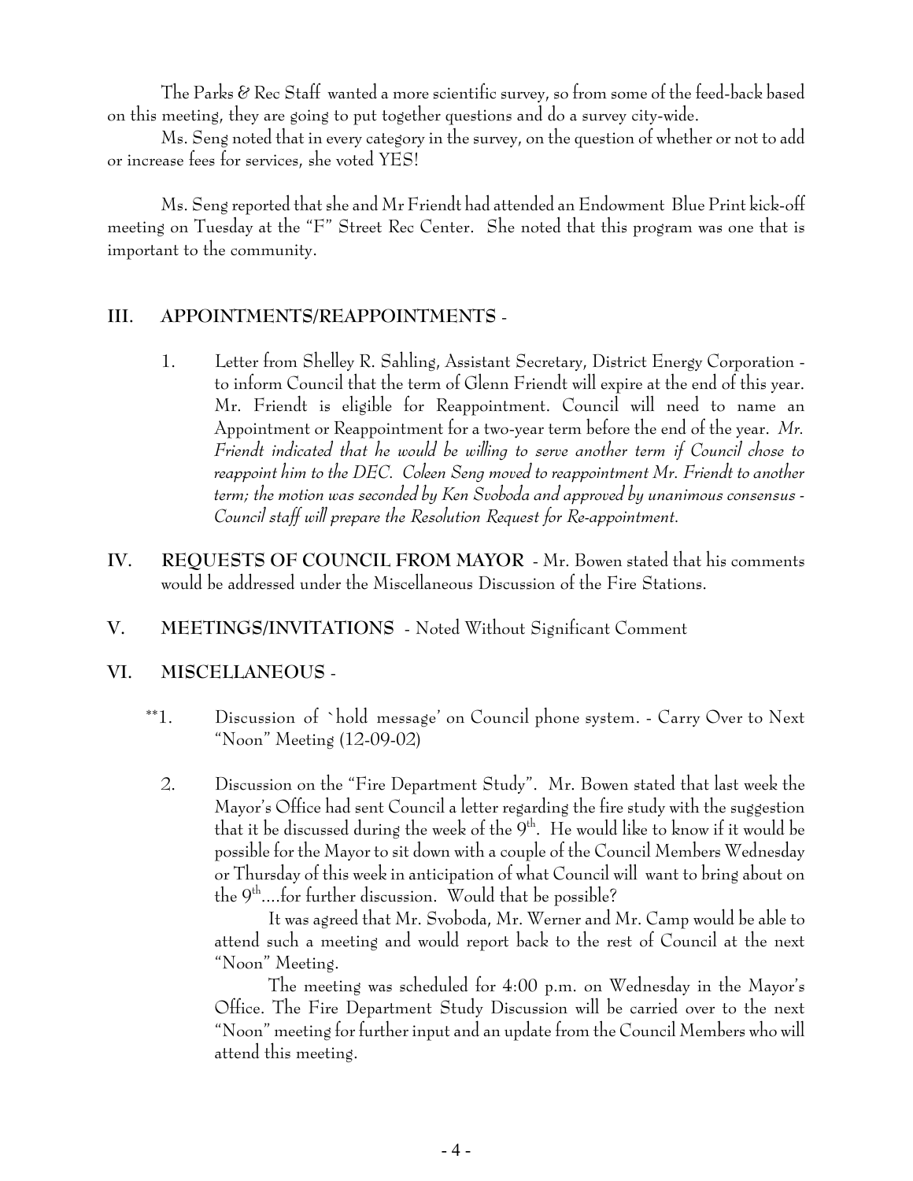The Parks & Rec Staff wanted a more scientific survey, so from some of the feed-back based on this meeting, they are going to put together questions and do a survey city-wide.

Ms. Seng noted that in every category in the survey, on the question of whether or not to add or increase fees for services, she voted YES!

Ms. Seng reported that she and Mr Friendt had attended an Endowment Blue Print kick-off meeting on Tuesday at the "F" Street Rec Center. She noted that this program was one that is important to the community.

## III. APPOINTMENTS/REAPPOINTMENTS -

1. Letter from Shelley R. Sahling, Assistant Secretary, District Energy Corporation - to inform Council that the term of Glenn Friendt will expire at the end of this year. Mr. Friendt is eligible for Reappointment. Council will need to name an Appointment or Reappointment for a two-year term before the end of the year. *Mr. Friendt indicated that he would be willing to serve another term if Council chose to reappoint him to the DEC. Coleen Seng moved to reappointment Mr. Friendt to another term; the motion was seconded by Ken Svoboda and approved by unanimous consensus - Council staff will prepare the Resolution Request for Re-appointment.*

## IV. REQUESTS OF COUNCIL FROM MAYOR - Mr. Bowen stated that his comments would be addressed under the Miscellaneous Discussion of the Fire Stations.

## V. MEETINGS/INVITATIONS - Noted Without Significant Comment

## VI. MISCELLANEOUS -

**1. Discussion of `hold message' on Council phone system. - Carry Over to Next "Noon" Meeting (12-09-02)

2. Discussion on the "Fire Department Study". Mr. Bowen stated that last week the Mayor's Office had sent Council a letter regarding the fire study with the suggestion that it be discussed during the week of the 9th. He would like to know if it would be possible for the Mayor to sit down with a couple of the Council Members Wednesday or Thursday of this week in anticipation of what Council will want to bring about on the 9th....for further discussion. Would that be possible?

   It was agreed that Mr. Svoboda, Mr. Werner and Mr. Camp would be able to attend such a meeting and would report back to the rest of Council at the next "Noon" Meeting.

   The meeting was scheduled for 4:00 p.m. on Wednesday in the Mayor's Office. The Fire Department Study Discussion will be carried over to the next "Noon" meeting for further input and an update from the Council Members who will attend this meeting.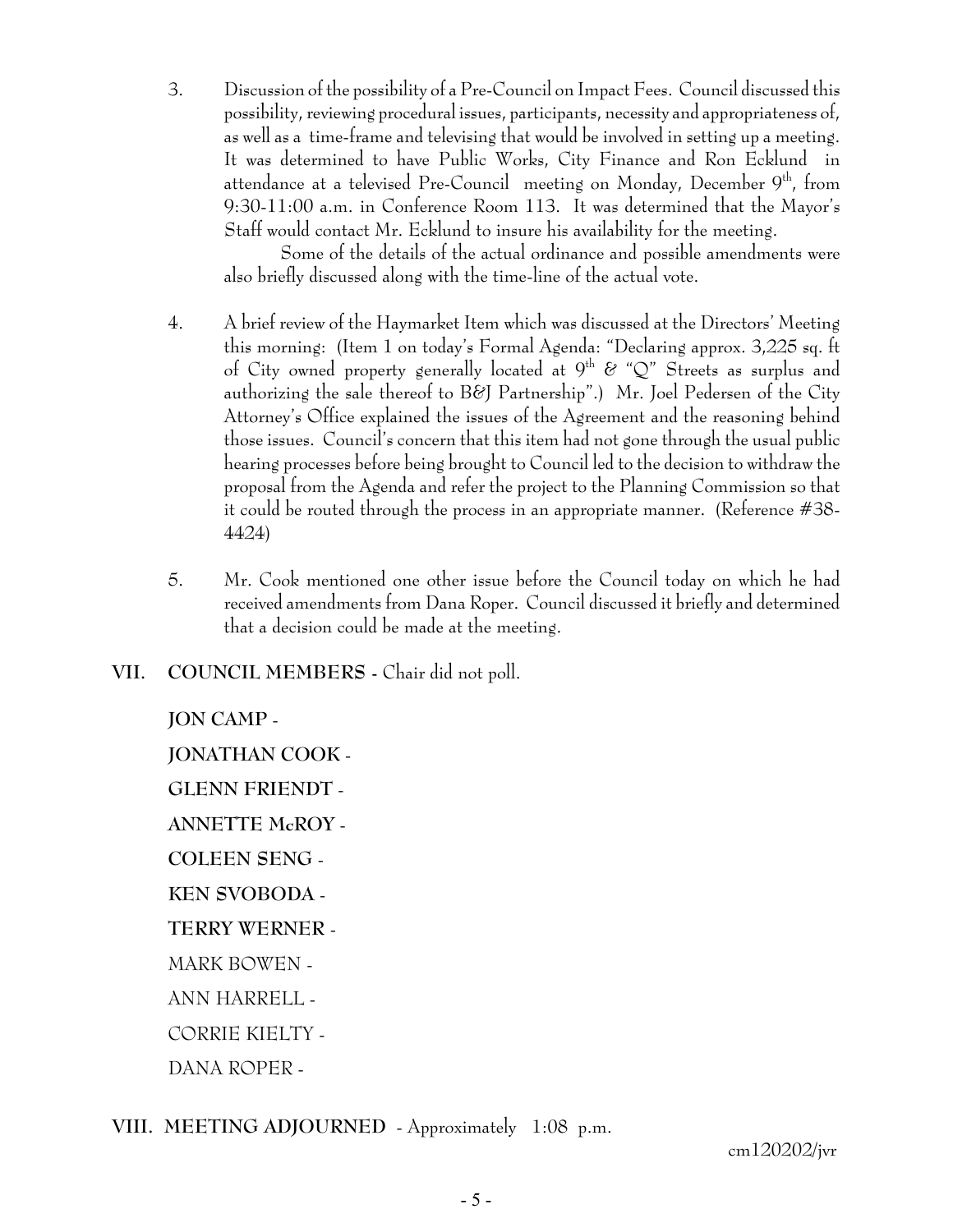3. Discussion of the possibility of a Pre-Council on Impact Fees. Council discussed this possibility, reviewing procedural issues, participants, necessity and appropriateness of, as well as a time-frame and televising that would be involved in setting up a meeting. It was determined to have Public Works, City Finance and Ron Ecklund in attendance at a televised Pre-Council meeting on Monday, December 9th, from 9:30-11:00 a.m. in Conference Room 113. It was determined that the Mayor's Staff would contact Mr. Ecklund to insure his availability for the meeting.

   Some of the details of the actual ordinance and possible amendments were also briefly discussed along with the time-line of the actual vote.

4. A brief review of the Haymarket Item which was discussed at the Directors' Meeting this morning: (Item 1 on today's Formal Agenda: "Declaring approx. 3,225 sq. ft of City owned property generally located at 9th & "Q" Streets as surplus and authorizing the sale thereof to B&J Partnership".) Mr. Joel Pedersen of the City Attorney's Office explained the issues of the Agreement and the reasoning behind those issues. Council's concern that this item had not gone through the usual public hearing processes before being brought to Council led to the decision to withdraw the proposal from the Agenda and refer the project to the Planning Commission so that it could be routed through the process in an appropriate manner. (Reference #38-4424)

5. Mr. Cook mentioned one other issue before the Council today on which he had received amendments from Dana Roper. Council discussed it briefly and determined that a decision could be made at the meeting.

**VII. COUNCIL MEMBERS** - Chair did not poll.

**JON CAMP** -

**JONATHAN COOK** -

**GLENN FRIENDT** -

**ANNETTE McROY** -

**COLEEN SENG** -

**KEN SVOBODA** -

**TERRY WERNER** -

MARK BOWEN -

ANN HARRELL -

CORRIE KIELTY -

DANA ROPER -

**VIII. MEETING ADJOURNED** - Approximately 1:08 p.m.

cm120202/jvr